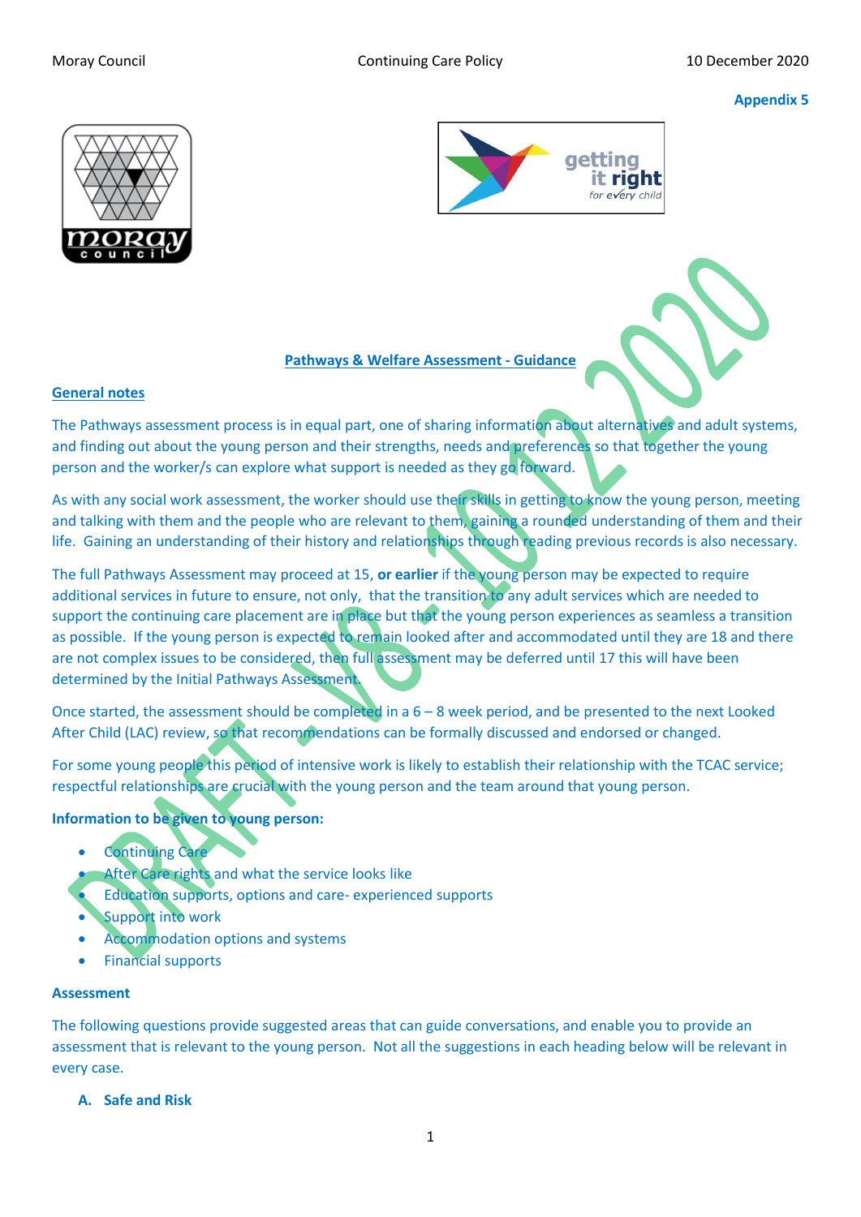Appendix 5

## Pathways & Welfare Assessment - Guidance

### General notes

The Pathways assessment process is in equal part, one of sharing information about alternatives and adult systems, and finding out about the young person and their strengths, needs and preferences so that together the young person and the worker/s can explore what support is needed as they go forward.

As with any social work assessment, the worker should use their skills in getting to know the young person, meeting and talking with them and the people who are relevant to them, gaining a rounded understanding of them and their life. Gaining an understanding of their history and relationships through reading previous records is also necessary.

The full Pathways Assessment may proceed at 15, **or earlier** if the young person may be expected to require additional services in future to ensure, not only, that the transition to any adult services which are needed to support the continuing care placement are in place but that the young person experiences as seamless a transition as possible. If the young person is expected to remain looked after and accommodated until they are 18 and there are not complex issues to be considered, then full assessment may be deferred until 17 this will have been determined by the Initial Pathways Assessment.

Once started, the assessment should be completed in a 6 – 8 week period, and be presented to the next Looked After Child (LAC) review, so that recommendations can be formally discussed and endorsed or changed.

For some young people this period of intensive work is likely to establish their relationship with the TCAC service; respectful relationships are crucial with the young person and the team around that young person.

### Information to be given to young person:

- Continuing Care
- After Care rights and what the service looks like
- Education supports, options and care- experienced supports
- Support into work
- Accommodation options and systems
- Financial supports

### Assessment

The following questions provide suggested areas that can guide conversations, and enable you to provide an assessment that is relevant to the young person. Not all the suggestions in each heading below will be relevant in every case.

A. **Safe and Risk**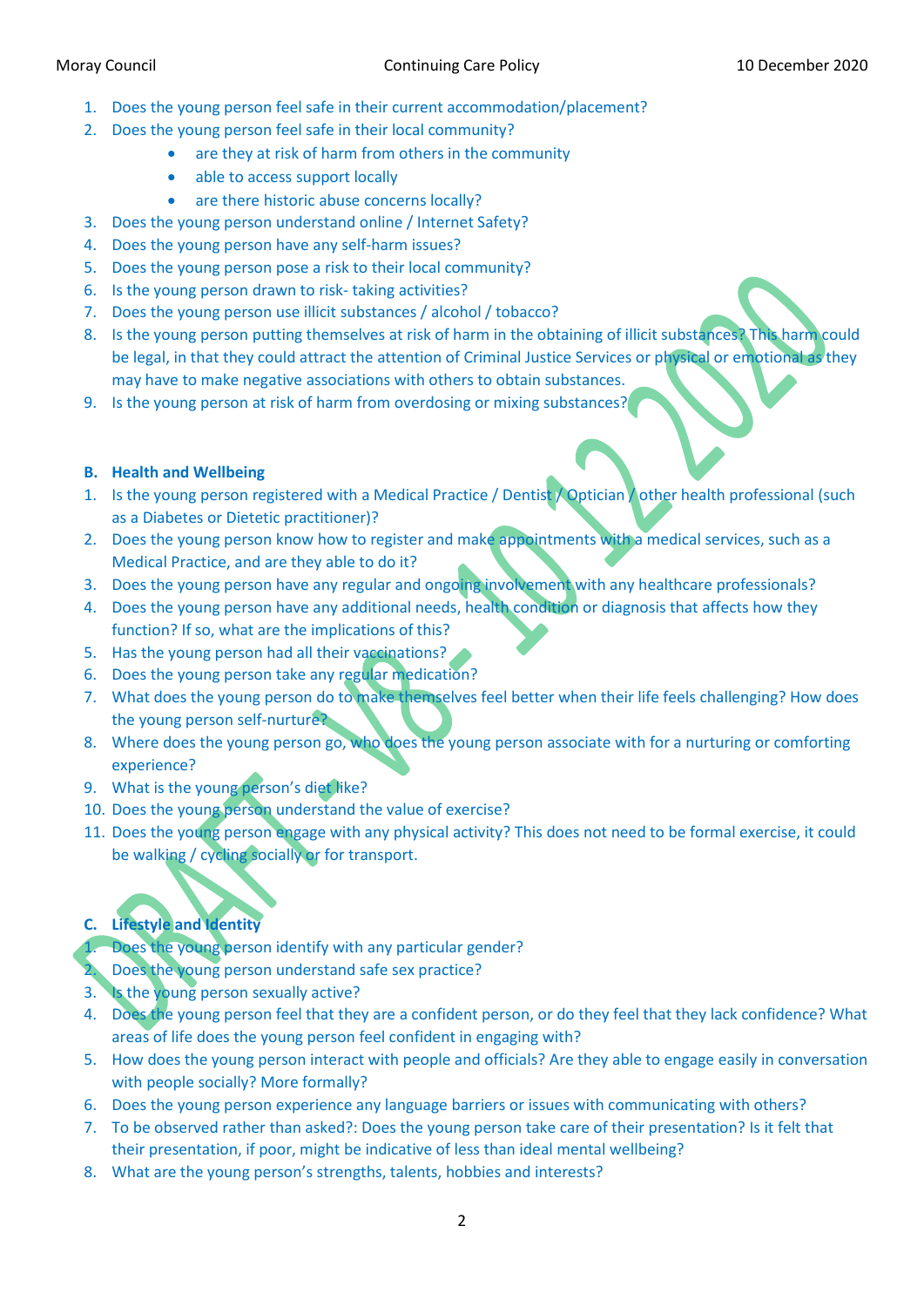1. Does the young person feel safe in their current accommodation/placement?
2. Does the young person feel safe in their local community?
    - are they at risk of harm from others in the community
    - able to access support locally
    - are there historic abuse concerns locally?
3. Does the young person understand online / Internet Safety?
4. Does the young person have any self-harm issues?
5. Does the young person pose a risk to their local community?
6. Is the young person drawn to risk- taking activities?
7. Does the young person use illicit substances / alcohol / tobacco?
8. Is the young person putting themselves at risk of harm in the obtaining of illicit substances? This harm could be legal, in that they could attract the attention of Criminal Justice Services or physical or emotional as they may have to make negative associations with others to obtain substances.
9. Is the young person at risk of harm from overdosing or mixing substances?

**B. Health and Wellbeing**

1. Is the young person registered with a Medical Practice / Dentist / Optician / other health professional (such as a Diabetes or Dietetic practitioner)?
2. Does the young person know how to register and make appointments with a medical services, such as a Medical Practice, and are they able to do it?
3. Does the young person have any regular and ongoing involvement with any healthcare professionals?
4. Does the young person have any additional needs, health condition or diagnosis that affects how they function? If so, what are the implications of this?
5. Has the young person had all their vaccinations?
6. Does the young person take any regular medication?
7. What does the young person do to make themselves feel better when their life feels challenging? How does the young person self-nurture?
8. Where does the young person go, who does the young person associate with for a nurturing or comforting experience?
9. What is the young person's diet like?
10. Does the young person understand the value of exercise?
11. Does the young person engage with any physical activity? This does not need to be formal exercise, it could be walking / cycling socially or for transport.

**C. Lifestyle and Identity**

1. Does the young person identify with any particular gender?
2. Does the young person understand safe sex practice?
3. Is the young person sexually active?
4. Does the young person feel that they are a confident person, or do they feel that they lack confidence? What areas of life does the young person feel confident in engaging with?
5. How does the young person interact with people and officials? Are they able to engage easily in conversation with people socially? More formally?
6. Does the young person experience any language barriers or issues with communicating with others?
7. To be observed rather than asked?: Does the young person take care of their presentation? Is it felt that their presentation, if poor, might be indicative of less than ideal mental wellbeing?
8. What are the young person's strengths, talents, hobbies and interests?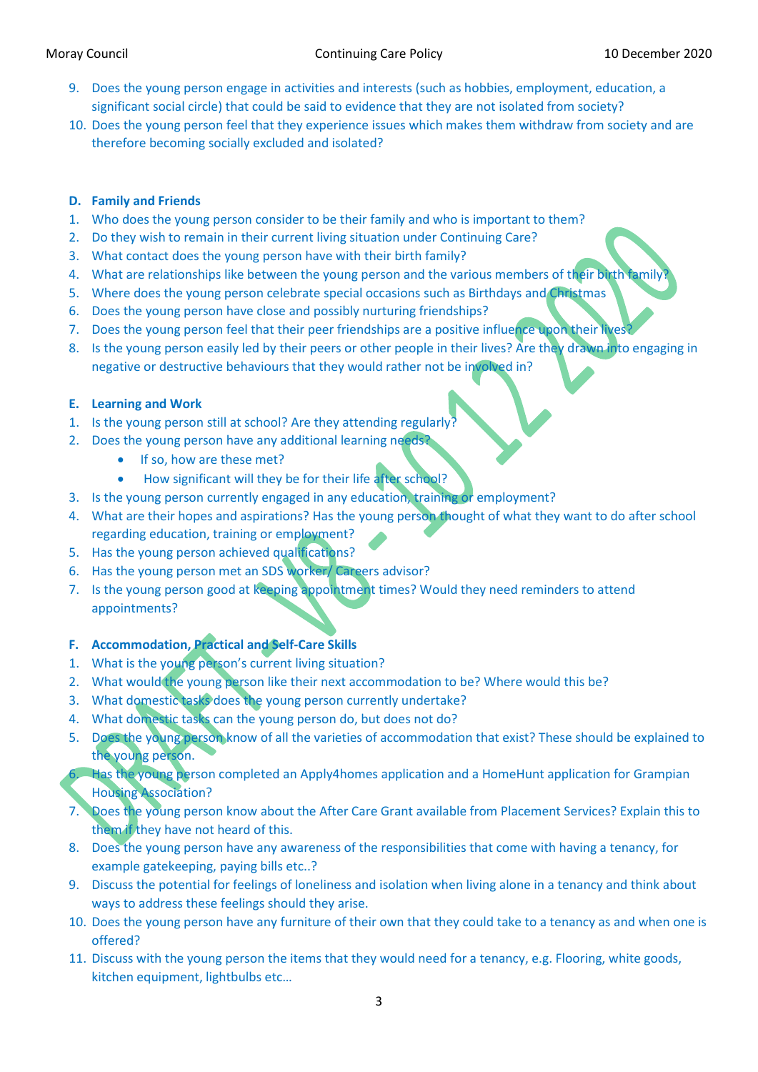9. Does the young person engage in activities and interests (such as hobbies, employment, education, a significant social circle) that could be said to evidence that they are not isolated from society?
10. Does the young person feel that they experience issues which makes them withdraw from society and are therefore becoming socially excluded and isolated?

**D. Family and Friends**

1. Who does the young person consider to be their family and who is important to them?
2. Do they wish to remain in their current living situation under Continuing Care?
3. What contact does the young person have with their birth family?
4. What are relationships like between the young person and the various members of their birth family?
5. Where does the young person celebrate special occasions such as Birthdays and Christmas
6. Does the young person have close and possibly nurturing friendships?
7. Does the young person feel that their peer friendships are a positive influence upon their lives?
8. Is the young person easily led by their peers or other people in their lives? Are they drawn into engaging in negative or destructive behaviours that they would rather not be involved in?

**E. Learning and Work**

1. Is the young person still at school? Are they attending regularly?
2. Does the young person have any additional learning needs?
   - If so, how are these met?
   - How significant will they be for their life after school?
3. Is the young person currently engaged in any education, training or employment?
4. What are their hopes and aspirations? Has the young person thought of what they want to do after school regarding education, training or employment?
5. Has the young person achieved qualifications?
6. Has the young person met an SDS worker/ Careers advisor?
7. Is the young person good at keeping appointment times? Would they need reminders to attend appointments?

**F. Accommodation, Practical and Self-Care Skills**

1. What is the young person's current living situation?
2. What would the young person like their next accommodation to be? Where would this be?
3. What domestic tasks does the young person currently undertake?
4. What domestic tasks can the young person do, but does not do?
5. Does the young person know of all the varieties of accommodation that exist? These should be explained to the young person.
6. Has the young person completed an Apply4homes application and a HomeHunt application for Grampian Housing Association?
7. Does the young person know about the After Care Grant available from Placement Services? Explain this to them if they have not heard of this.
8. Does the young person have any awareness of the responsibilities that come with having a tenancy, for example gatekeeping, paying bills etc..?
9. Discuss the potential for feelings of loneliness and isolation when living alone in a tenancy and think about ways to address these feelings should they arise.
10. Does the young person have any furniture of their own that they could take to a tenancy as and when one is offered?
11. Discuss with the young person the items that they would need for a tenancy, e.g. Flooring, white goods, kitchen equipment, lightbulbs etc…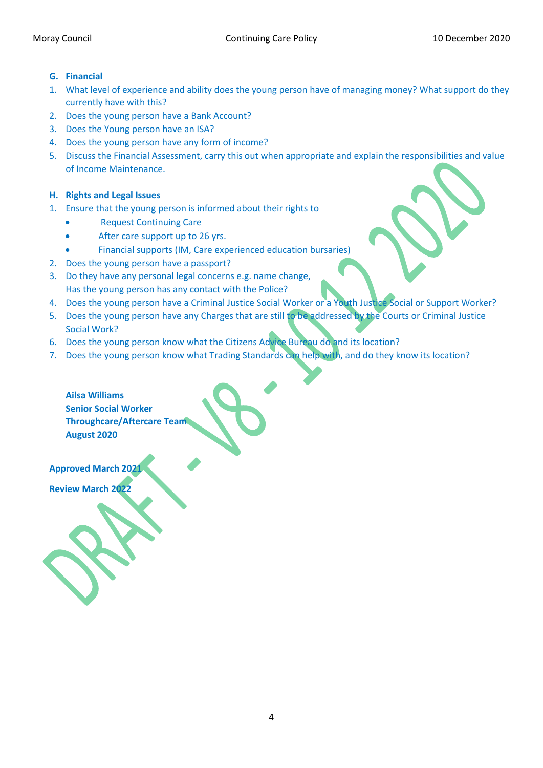## G. Financial

1. What level of experience and ability does the young person have of managing money? What support do they currently have with this?
2. Does the young person have a Bank Account?
3. Does the Young person have an ISA?
4. Does the young person have any form of income?
5. Discuss the Financial Assessment, carry this out when appropriate and explain the responsibilities and value of Income Maintenance.

## H. Rights and Legal Issues

1. Ensure that the young person is informed about their rights to
   - Request Continuing Care
   - After care support up to 26 yrs.
   - Financial supports (IM, Care experienced education bursaries)
2. Does the young person have a passport?
3. Do they have any personal legal concerns e.g. name change,
   Has the young person has any contact with the Police?
4. Does the young person have a Criminal Justice Social Worker or a Youth Justice Social or Support Worker?
5. Does the young person have any Charges that are still to be addressed by the Courts or Criminal Justice Social Work?
6. Does the young person know what the Citizens Advice Bureau do and its location?
7. Does the young person know what Trading Standards can help with, and do they know its location?

**Ailsa Williams**
**Senior Social Worker**
**Throughcare/Aftercare Team**
**August 2020**

**Approved March 2021**

**Review March 2022**

DRAFT - V8 - 10 12 2020